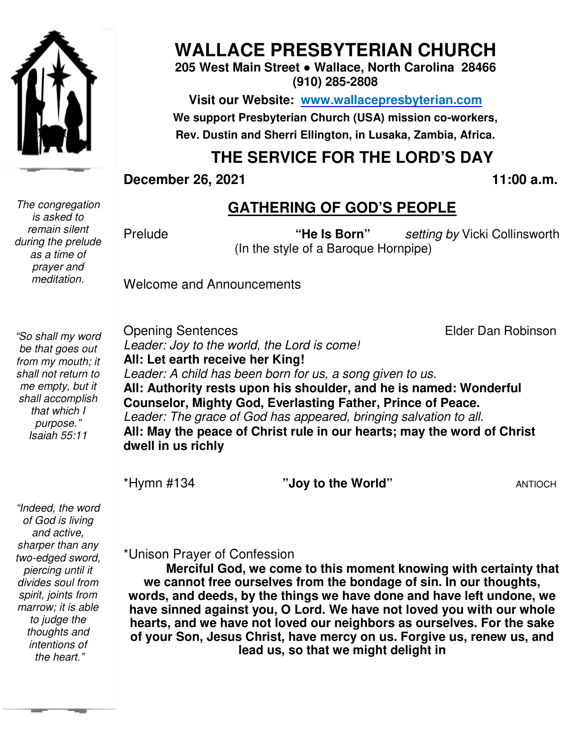# WALLACE PRESBYTERIAN CHURCH

**205 West Main Street ● Wallace, North Carolina 28466**
**(910) 285-2808**

**Visit our Website: [www.wallacepresbyterian.com](http://www.wallacepresbyterian.com)**

**We support Presbyterian Church (USA) mission co-workers, Rev. Dustin and Sherri Ellington, in Lusaka, Zambia, Africa.**

## THE SERVICE FOR THE LORD'S DAY

**December 26, 2021** **11:00 a.m.**

## GATHERING OF GOD'S PEOPLE

*The congregation is asked to remain silent during the prelude as a time of prayer and meditation.*

Prelude **"He Is Born"** *setting by* Vicki Collinsworth
(In the style of a Baroque Hornpipe)

Welcome and Announcements

*"So shall my word be that goes out from my mouth; it shall not return to me empty, but it shall accomplish that which I purpose." Isaiah 55:11*

Opening Sentences Elder Dan Robinson

*Leader: Joy to the world, the Lord is come!*
**All: Let earth receive her King!**
*Leader: A child has been born for us, a song given to us.*
**All: Authority rests upon his shoulder, and he is named: Wonderful Counselor, Mighty God, Everlasting Father, Prince of Peace.**
*Leader: The grace of God has appeared, bringing salvation to all.*
**All: May the peace of Christ rule in our hearts; may the word of Christ dwell in us richly**

*Hymn #134 **"Joy to the World"** ANTIOCH

*"Indeed, the word of God is living and active, sharper than any two-edged sword, piercing until it divides soul from spirit, joints from marrow; it is able to judge the thoughts and intentions of the heart."*

*Unison Prayer of Confession

**Merciful God, we come to this moment knowing with certainty that we cannot free ourselves from the bondage of sin. In our thoughts, words, and deeds, by the things we have done and have left undone, we have sinned against you, O Lord. We have not loved you with our whole hearts, and we have not loved our neighbors as ourselves. For the sake of your Son, Jesus Christ, have mercy on us. Forgive us, renew us, and lead us, so that we might delight in**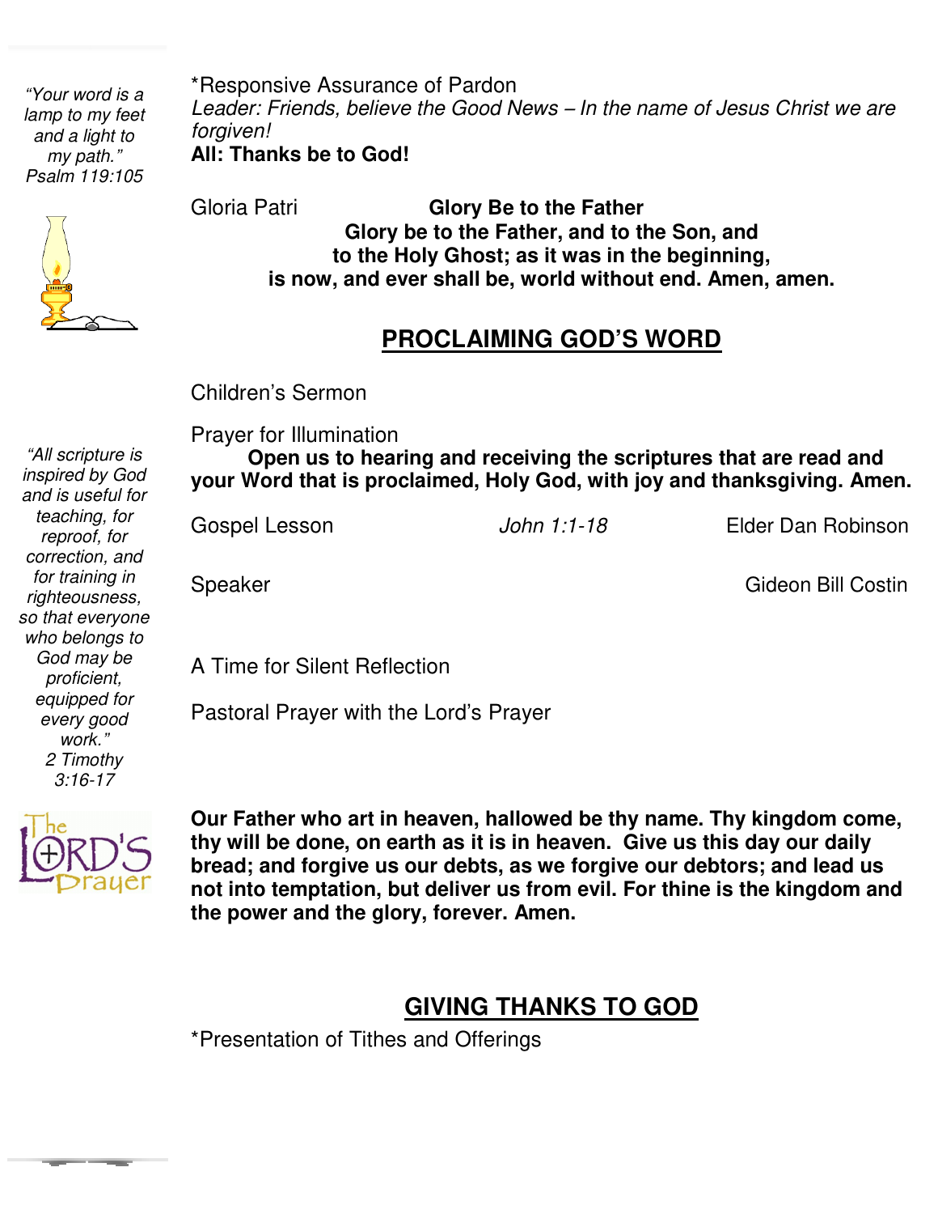*"Your word is a lamp to my feet and a light to my path."*
*Psalm 119:105*

*Responsive Assurance of Pardon

*Leader: Friends, believe the Good News – In the name of Jesus Christ we are forgiven!*

**All: Thanks be to God!**

Gloria Patri **Glory Be to the Father**

**Glory be to the Father, and to the Son, and**
**to the Holy Ghost; as it was in the beginning,**
**is now, and ever shall be, world without end. Amen, amen.**

## PROCLAIMING GOD'S WORD

Children's Sermon

*"All scripture is inspired by God and is useful for teaching, for reproof, for correction, and for training in righteousness, so that everyone who belongs to God may be proficient, equipped for every good work."*
*2 Timothy 3:16-17*

Prayer for Illumination

**Open us to hearing and receiving the scriptures that are read and your Word that is proclaimed, Holy God, with joy and thanksgiving. Amen.**

Gospel Lesson *John 1:1-18* Elder Dan Robinson

Speaker Gideon Bill Costin

A Time for Silent Reflection

Pastoral Prayer with the Lord's Prayer

**Our Father who art in heaven, hallowed be thy name. Thy kingdom come, thy will be done, on earth as it is in heaven. Give us this day our daily bread; and forgive us our debts, as we forgive our debtors; and lead us not into temptation, but deliver us from evil. For thine is the kingdom and the power and the glory, forever. Amen.**

## GIVING THANKS TO GOD

*Presentation of Tithes and Offerings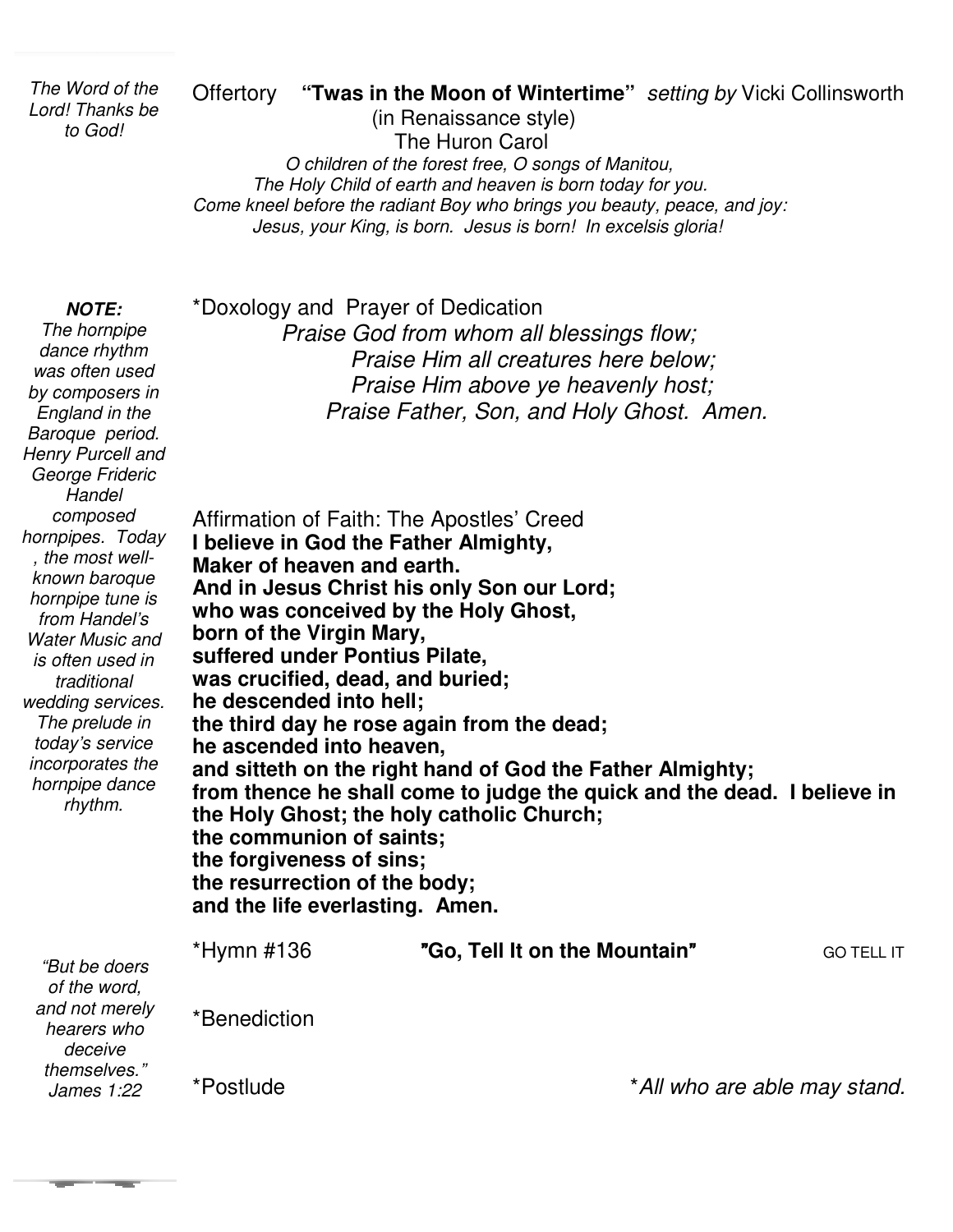*The Word of the Lord! Thanks be to God!*

Offertory **"Twas in the Moon of Wintertime"** *setting by* Vicki Collinsworth
(in Renaissance style)
The Huron Carol

*O children of the forest free, O songs of Manitou,*
*The Holy Child of earth and heaven is born today for you.*
*Come kneel before the radiant Boy who brings you beauty, peace, and joy:*
*Jesus, your King, is born. Jesus is born! In excelsis gloria!*

***NOTE:*** *The hornpipe dance rhythm was often used by composers in England in the Baroque period. Henry Purcell and George Frideric Handel composed hornpipes. Today, the most well-known baroque hornpipe tune is from Handel's Water Music and is often used in traditional wedding services. The prelude in today's service incorporates the hornpipe dance rhythm.*

*Doxology and Prayer of Dedication

*Praise God from whom all blessings flow;*
*Praise Him all creatures here below;*
*Praise Him above ye heavenly host;*
*Praise Father, Son, and Holy Ghost. Amen.*

Affirmation of Faith: The Apostles' Creed

**I believe in God the Father Almighty,**
**Maker of heaven and earth.**
**And in Jesus Christ his only Son our Lord;**
**who was conceived by the Holy Ghost,**
**born of the Virgin Mary,**
**suffered under Pontius Pilate,**
**was crucified, dead, and buried;**
**he descended into hell;**
**the third day he rose again from the dead;**
**he ascended into heaven,**
**and sitteth on the right hand of God the Father Almighty;**
**from thence he shall come to judge the quick and the dead. I believe in the Holy Ghost; the holy catholic Church;**
**the communion of saints;**
**the forgiveness of sins;**
**the resurrection of the body;**
**and the life everlasting. Amen.**

*Hymn #136 **"Go, Tell It on the Mountain"** GO TELL IT

*Benediction

*Postlude *\*All who are able may stand.*

*"But be doers of the word, and not merely hearers who deceive themselves." James 1:22*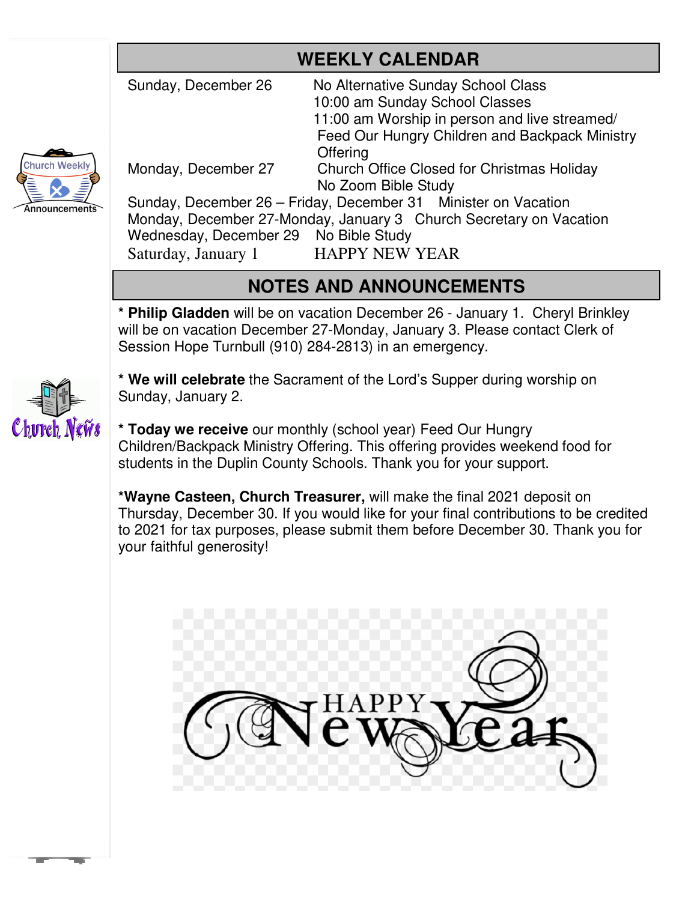## WEEKLY CALENDAR

| | |
|---|---|
| Sunday, December 26 | No Alternative Sunday School Class<br>10:00 am Sunday School Classes<br>11:00 am Worship in person and live streamed/ Feed Our Hungry Children and Backpack Ministry Offering |
| Monday, December 27 | Church Office Closed for Christmas Holiday<br>No Zoom Bible Study |
| Sunday, December 26 – Friday, December 31 | Minister on Vacation |
| Monday, December 27-Monday, January 3 | Church Secretary on Vacation |
| Wednesday, December 29 | No Bible Study |
| Saturday, January 1 | HAPPY NEW YEAR |

## NOTES AND ANNOUNCEMENTS

* **Philip Gladden** will be on vacation December 26 - January 1. Cheryl Brinkley will be on vacation December 27-Monday, January 3. Please contact Clerk of Session Hope Turnbull (910) 284-2813) in an emergency.

* **We will celebrate** the Sacrament of the Lord's Supper during worship on Sunday, January 2.

* **Today we receive** our monthly (school year) Feed Our Hungry Children/Backpack Ministry Offering. This offering provides weekend food for students in the Duplin County Schools. Thank you for your support.

***Wayne Casteen, Church Treasurer,** will make the final 2021 deposit on Thursday, December 30. If you would like for your final contributions to be credited to 2021 for tax purposes, please submit them before December 30. Thank you for your faithful generosity!